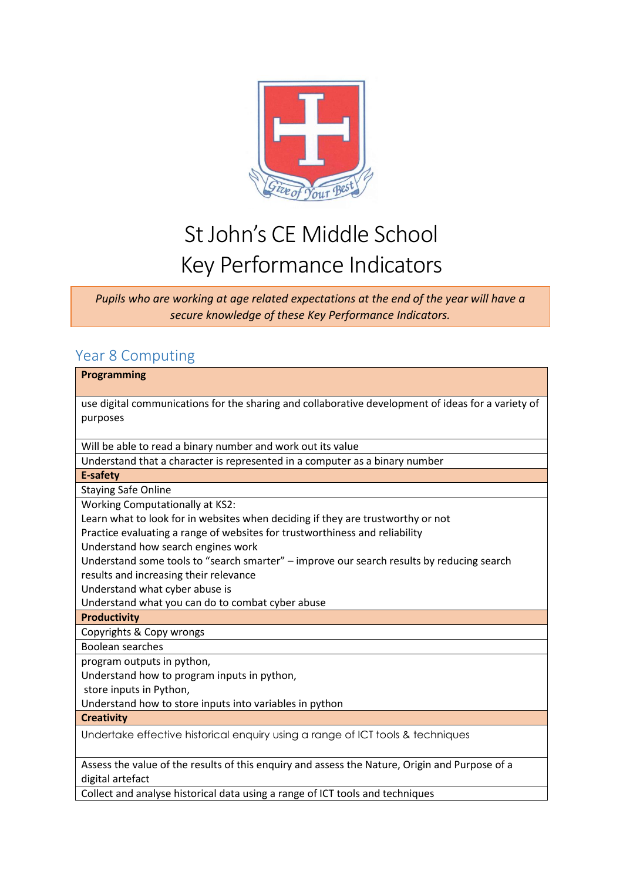# St John's CE Middle School
# Key Performance Indicators

*Pupils who are working at age related expectations at the end of the year will have a secure knowledge of these Key Performance Indicators.*

## Year 8 Computing

| **Programming** |
|---|
| use digital communications for the sharing and collaborative development of ideas for a variety of purposes |
| Will be able to read a binary number and work out its value |
| Understand that a character is represented in a computer as a binary number |
| **E-safety** |
| Staying Safe Online |
| Working Computationally at KS2:<br>Learn what to look for in websites when deciding if they are trustworthy or not<br>Practice evaluating a range of websites for trustworthiness and reliability<br>Understand how search engines work<br>Understand some tools to "search smarter" – improve our search results by reducing search results and increasing their relevance<br>Understand what cyber abuse is<br>Understand what you can do to combat cyber abuse |
| **Productivity** |
| Copyrights & Copy wrongs |
| Boolean searches |
| program outputs in python,<br>Understand how to program inputs in python,<br>store inputs in Python,<br>Understand how to store inputs into variables in python |
| **Creativity** |
| Undertake effective historical enquiry using a range of ICT tools & techniques |
| Assess the value of the results of this enquiry and assess the Nature, Origin and Purpose of a digital artefact |
| Collect and analyse historical data using a range of ICT tools and techniques |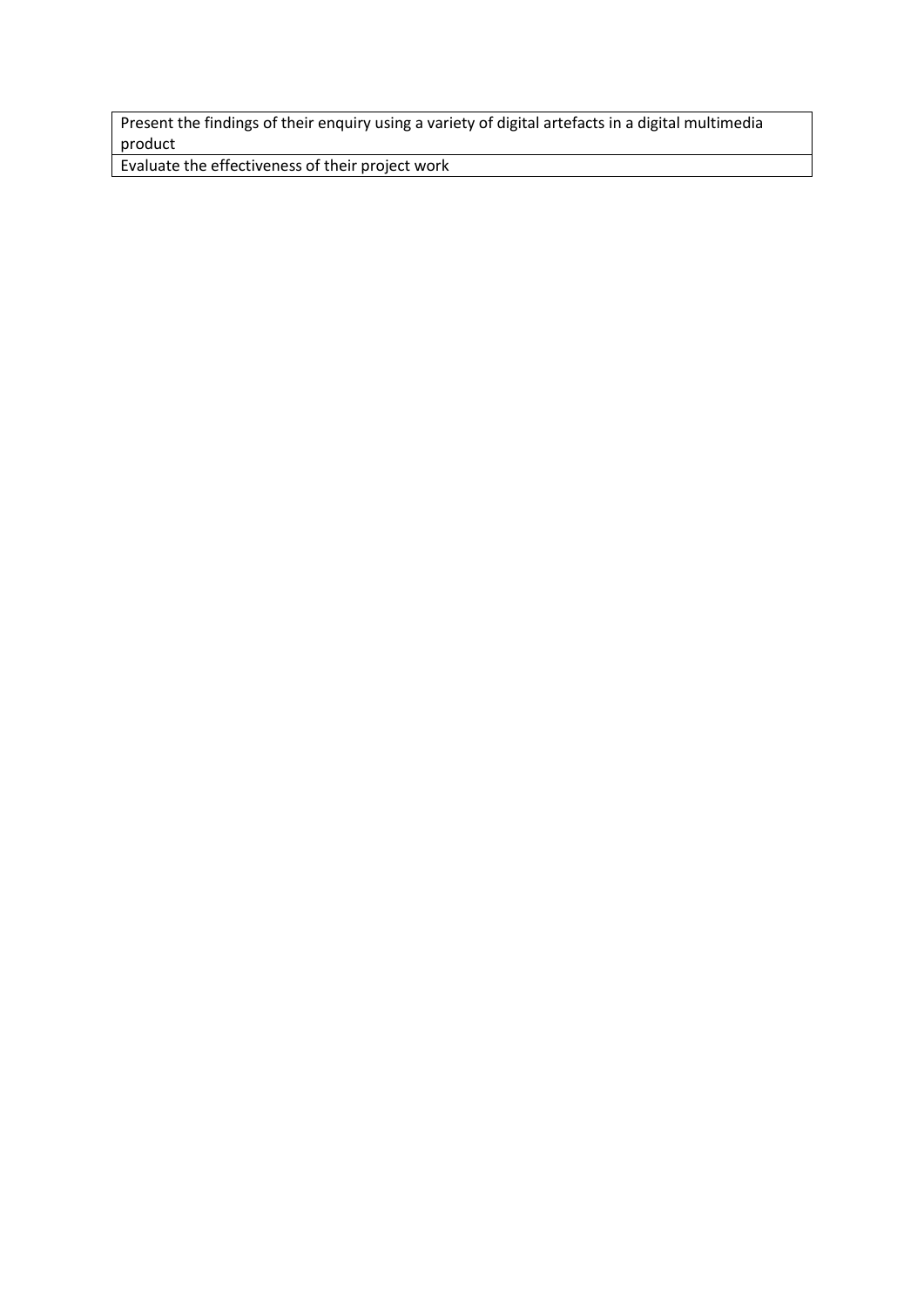| |
| --- |
| Present the findings of their enquiry using a variety of digital artefacts in a digital multimedia product |
| Evaluate the effectiveness of their project work |